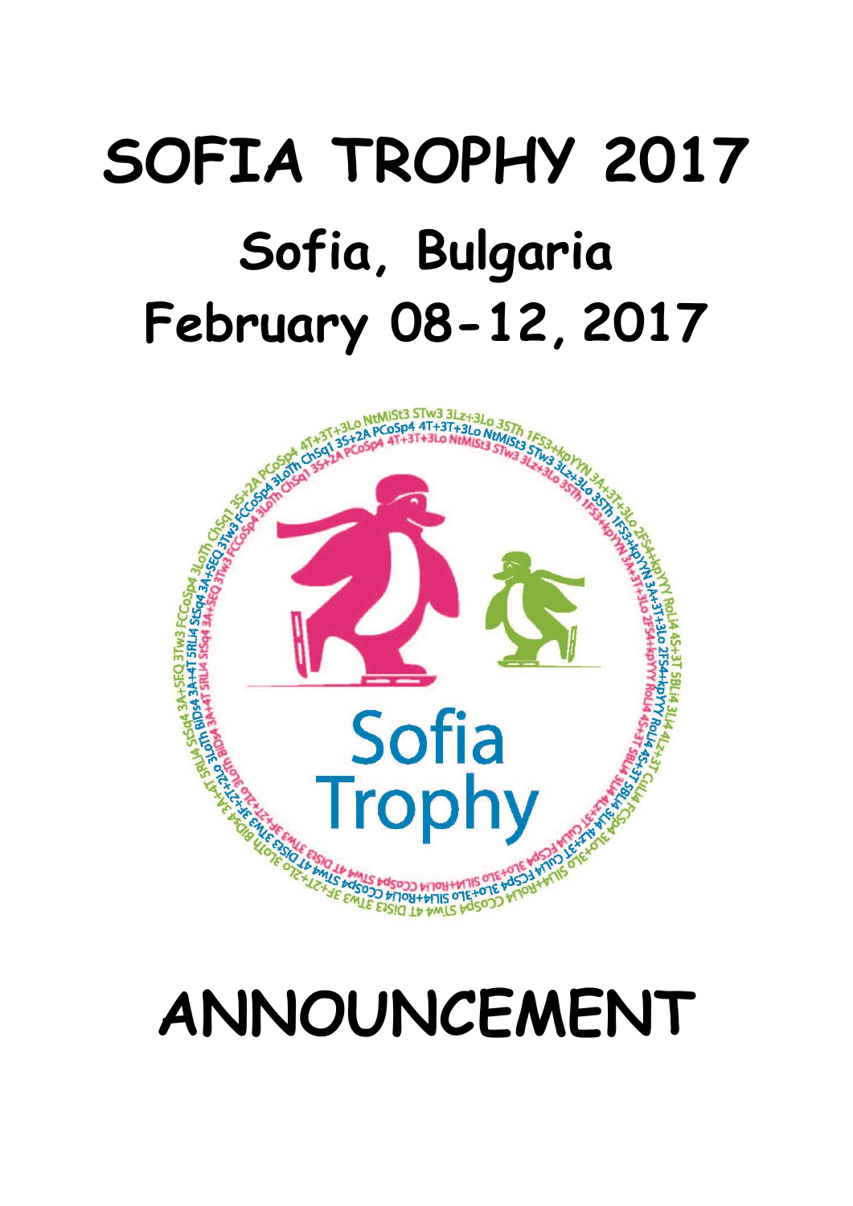# SOFIA TROPHY 2017

## Sofia, Bulgaria

## February 08-12, 2017

# ANNOUNCEMENT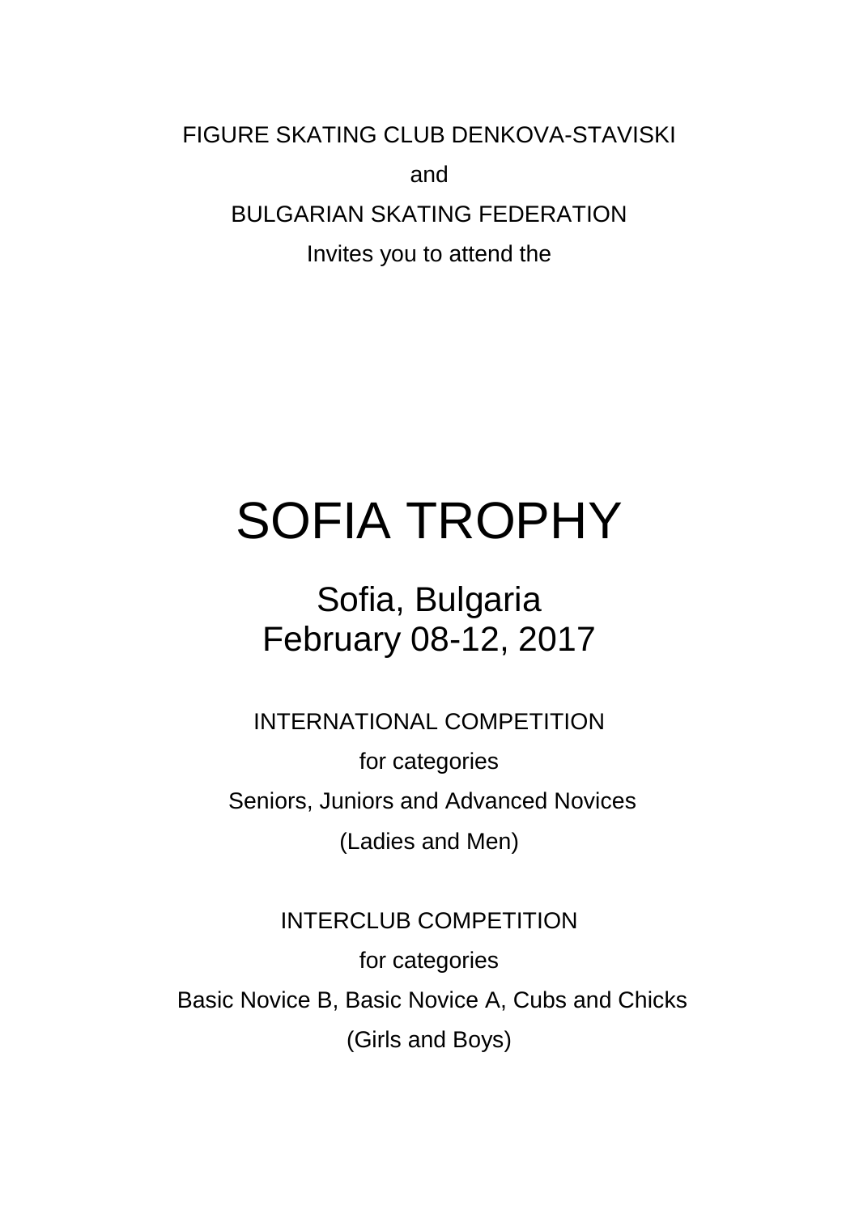FIGURE SKATING CLUB DENKOVA-STAVISKI

and

BULGARIAN SKATING FEDERATION

Invites you to attend the

# SOFIA TROPHY

## Sofia, Bulgaria
## February 08-12, 2017

INTERNATIONAL COMPETITION

for categories

Seniors, Juniors and Advanced Novices

(Ladies and Men)

INTERCLUB COMPETITION

for categories

Basic Novice B, Basic Novice A, Cubs and Chicks

(Girls and Boys)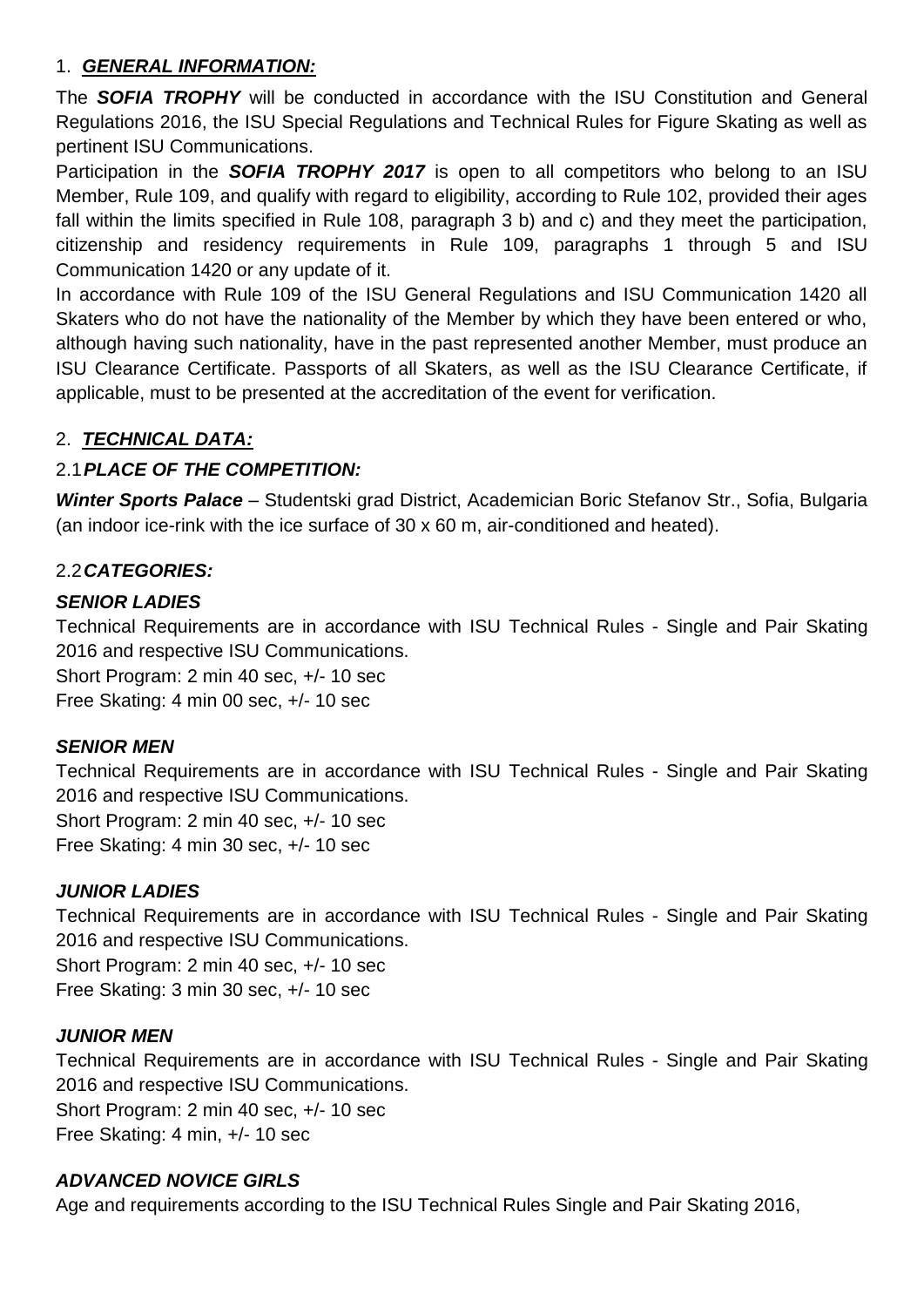## 1. ***GENERAL INFORMATION:***

The ***SOFIA TROPHY*** will be conducted in accordance with the ISU Constitution and General Regulations 2016, the ISU Special Regulations and Technical Rules for Figure Skating as well as pertinent ISU Communications.

Participation in the ***SOFIA TROPHY 2017*** is open to all competitors who belong to an ISU Member, Rule 109, and qualify with regard to eligibility, according to Rule 102, provided their ages fall within the limits specified in Rule 108, paragraph 3 b) and c) and they meet the participation, citizenship and residency requirements in Rule 109, paragraphs 1 through 5 and ISU Communication 1420 or any update of it.

In accordance with Rule 109 of the ISU General Regulations and ISU Communication 1420 all Skaters who do not have the nationality of the Member by which they have been entered or who, although having such nationality, have in the past represented another Member, must produce an ISU Clearance Certificate. Passports of all Skaters, as well as the ISU Clearance Certificate, if applicable, must to be presented at the accreditation of the event for verification.

## 2. ***TECHNICAL DATA:***

### 2.1 ***PLACE OF THE COMPETITION:***

***Winter Sports Palace*** – Studentski grad District, Academician Boric Stefanov Str., Sofia, Bulgaria (an indoor ice-rink with the ice surface of 30 x 60 m, air-conditioned and heated).

### 2.2 ***CATEGORIES:***

***SENIOR LADIES***

Technical Requirements are in accordance with ISU Technical Rules - Single and Pair Skating 2016 and respective ISU Communications.
Short Program: 2 min 40 sec, +/- 10 sec
Free Skating: 4 min 00 sec, +/- 10 sec

***SENIOR MEN***

Technical Requirements are in accordance with ISU Technical Rules - Single and Pair Skating 2016 and respective ISU Communications.
Short Program: 2 min 40 sec, +/- 10 sec
Free Skating: 4 min 30 sec, +/- 10 sec

***JUNIOR LADIES***

Technical Requirements are in accordance with ISU Technical Rules - Single and Pair Skating 2016 and respective ISU Communications.
Short Program: 2 min 40 sec, +/- 10 sec
Free Skating: 3 min 30 sec, +/- 10 sec

***JUNIOR MEN***

Technical Requirements are in accordance with ISU Technical Rules - Single and Pair Skating 2016 and respective ISU Communications.
Short Program: 2 min 40 sec, +/- 10 sec
Free Skating: 4 min, +/- 10 sec

***ADVANCED NOVICE GIRLS***

Age and requirements according to the ISU Technical Rules Single and Pair Skating 2016,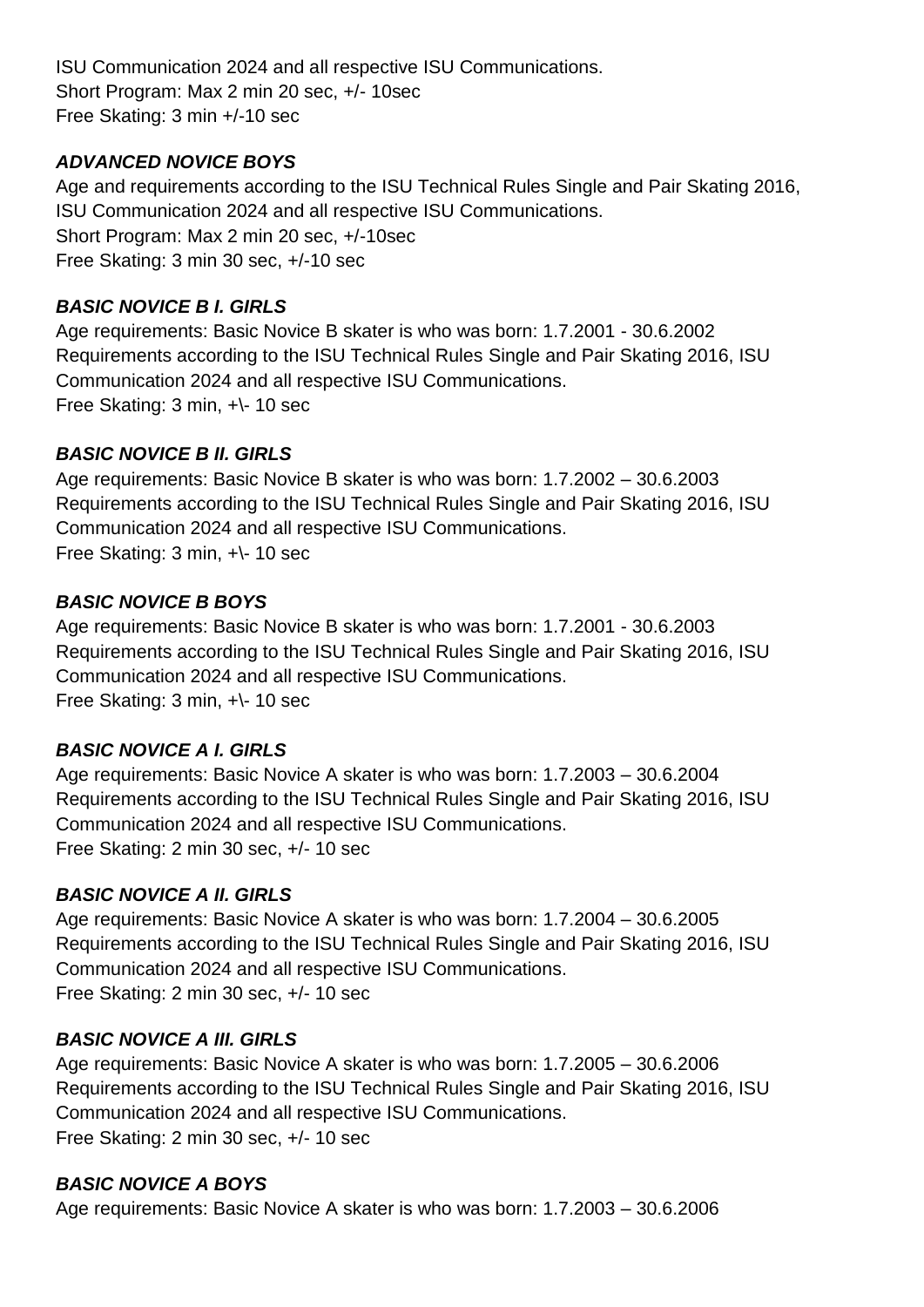ISU Communication 2024 and all respective ISU Communications.
Short Program: Max 2 min 20 sec, +/- 10sec
Free Skating: 3 min +/-10 sec

***ADVANCED NOVICE BOYS***

Age and requirements according to the ISU Technical Rules Single and Pair Skating 2016, ISU Communication 2024 and all respective ISU Communications.
Short Program: Max 2 min 20 sec, +/-10sec
Free Skating: 3 min 30 sec, +/-10 sec

***BASIC NOVICE B I. GIRLS***

Age requirements: Basic Novice B skater is who was born: 1.7.2001 - 30.6.2002
Requirements according to the ISU Technical Rules Single and Pair Skating 2016, ISU Communication 2024 and all respective ISU Communications.
Free Skating: 3 min, +\- 10 sec

***BASIC NOVICE B II. GIRLS***

Age requirements: Basic Novice B skater is who was born: 1.7.2002 – 30.6.2003
Requirements according to the ISU Technical Rules Single and Pair Skating 2016, ISU Communication 2024 and all respective ISU Communications.
Free Skating: 3 min, +\- 10 sec

***BASIC NOVICE B BOYS***

Age requirements: Basic Novice B skater is who was born: 1.7.2001 - 30.6.2003
Requirements according to the ISU Technical Rules Single and Pair Skating 2016, ISU Communication 2024 and all respective ISU Communications.
Free Skating: 3 min, +\- 10 sec

***BASIC NOVICE A I. GIRLS***

Age requirements: Basic Novice A skater is who was born: 1.7.2003 – 30.6.2004
Requirements according to the ISU Technical Rules Single and Pair Skating 2016, ISU Communication 2024 and all respective ISU Communications.
Free Skating: 2 min 30 sec, +/- 10 sec

***BASIC NOVICE A II. GIRLS***

Age requirements: Basic Novice A skater is who was born: 1.7.2004 – 30.6.2005
Requirements according to the ISU Technical Rules Single and Pair Skating 2016, ISU Communication 2024 and all respective ISU Communications.
Free Skating: 2 min 30 sec, +/- 10 sec

***BASIC NOVICE A III. GIRLS***

Age requirements: Basic Novice A skater is who was born: 1.7.2005 – 30.6.2006
Requirements according to the ISU Technical Rules Single and Pair Skating 2016, ISU Communication 2024 and all respective ISU Communications.
Free Skating: 2 min 30 sec, +/- 10 sec

***BASIC NOVICE A BOYS***

Age requirements: Basic Novice A skater is who was born: 1.7.2003 – 30.6.2006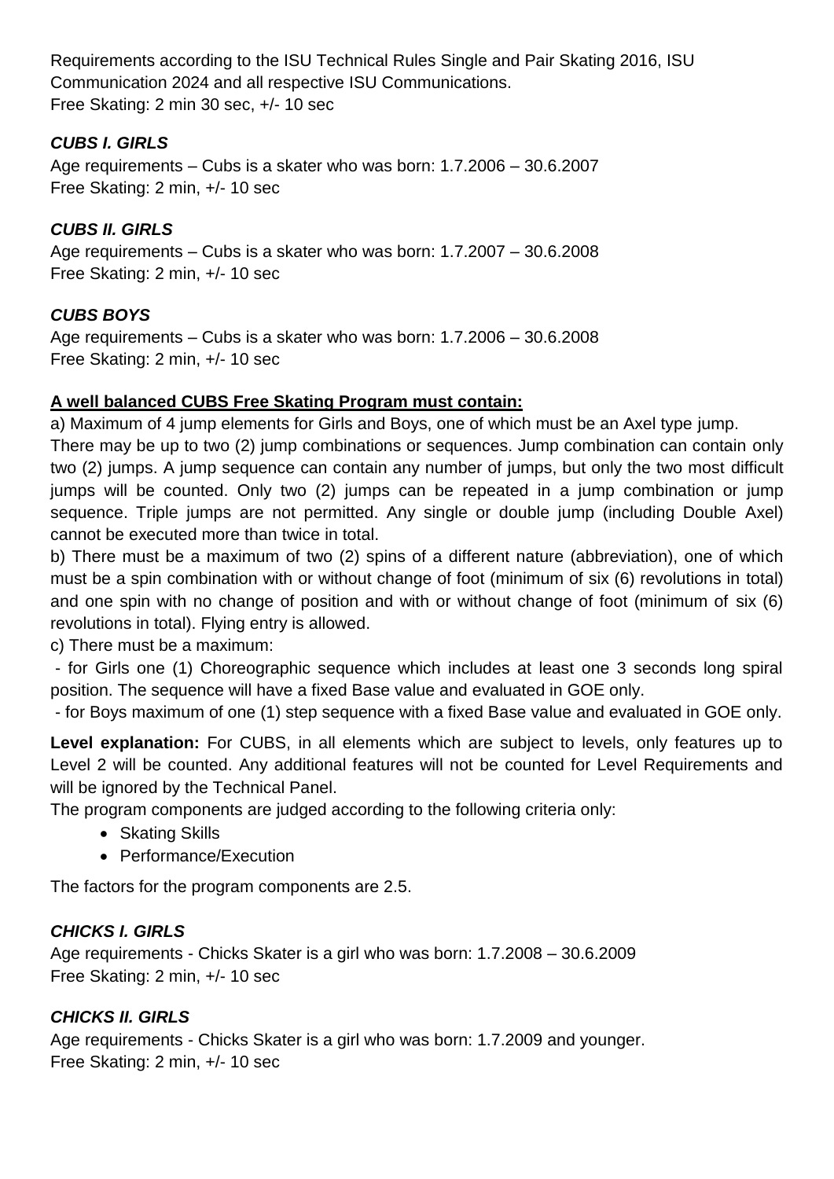Requirements according to the ISU Technical Rules Single and Pair Skating 2016, ISU Communication 2024 and all respective ISU Communications.
Free Skating: 2 min 30 sec, +/- 10 sec

***CUBS I. GIRLS***

Age requirements – Cubs is a skater who was born: 1.7.2006 – 30.6.2007
Free Skating: 2 min, +/- 10 sec

***CUBS II. GIRLS***

Age requirements – Cubs is a skater who was born: 1.7.2007 – 30.6.2008
Free Skating: 2 min, +/- 10 sec

***CUBS BOYS***

Age requirements – Cubs is a skater who was born: 1.7.2006 – 30.6.2008
Free Skating: 2 min, +/- 10 sec

**A well balanced CUBS Free Skating Program must contain:**

a) Maximum of 4 jump elements for Girls and Boys, one of which must be an Axel type jump.
There may be up to two (2) jump combinations or sequences. Jump combination can contain only two (2) jumps. A jump sequence can contain any number of jumps, but only the two most difficult jumps will be counted. Only two (2) jumps can be repeated in a jump combination or jump sequence. Triple jumps are not permitted. Any single or double jump (including Double Axel) cannot be executed more than twice in total.

b) There must be a maximum of two (2) spins of a different nature (abbreviation), one of which must be a spin combination with or without change of foot (minimum of six (6) revolutions in total) and one spin with no change of position and with or without change of foot (minimum of six (6) revolutions in total). Flying entry is allowed.

c) There must be a maximum:

- for Girls one (1) Choreographic sequence which includes at least one 3 seconds long spiral position. The sequence will have a fixed Base value and evaluated in GOE only.
- for Boys maximum of one (1) step sequence with a fixed Base value and evaluated in GOE only.

**Level explanation:** For CUBS, in all elements which are subject to levels, only features up to Level 2 will be counted. Any additional features will not be counted for Level Requirements and will be ignored by the Technical Panel.

The program components are judged according to the following criteria only:

- Skating Skills
- Performance/Execution

The factors for the program components are 2.5.

***CHICKS I. GIRLS***

Age requirements - Chicks Skater is a girl who was born: 1.7.2008 – 30.6.2009
Free Skating: 2 min, +/- 10 sec

***CHICKS II. GIRLS***

Age requirements - Chicks Skater is a girl who was born: 1.7.2009 and younger.
Free Skating: 2 min, +/- 10 sec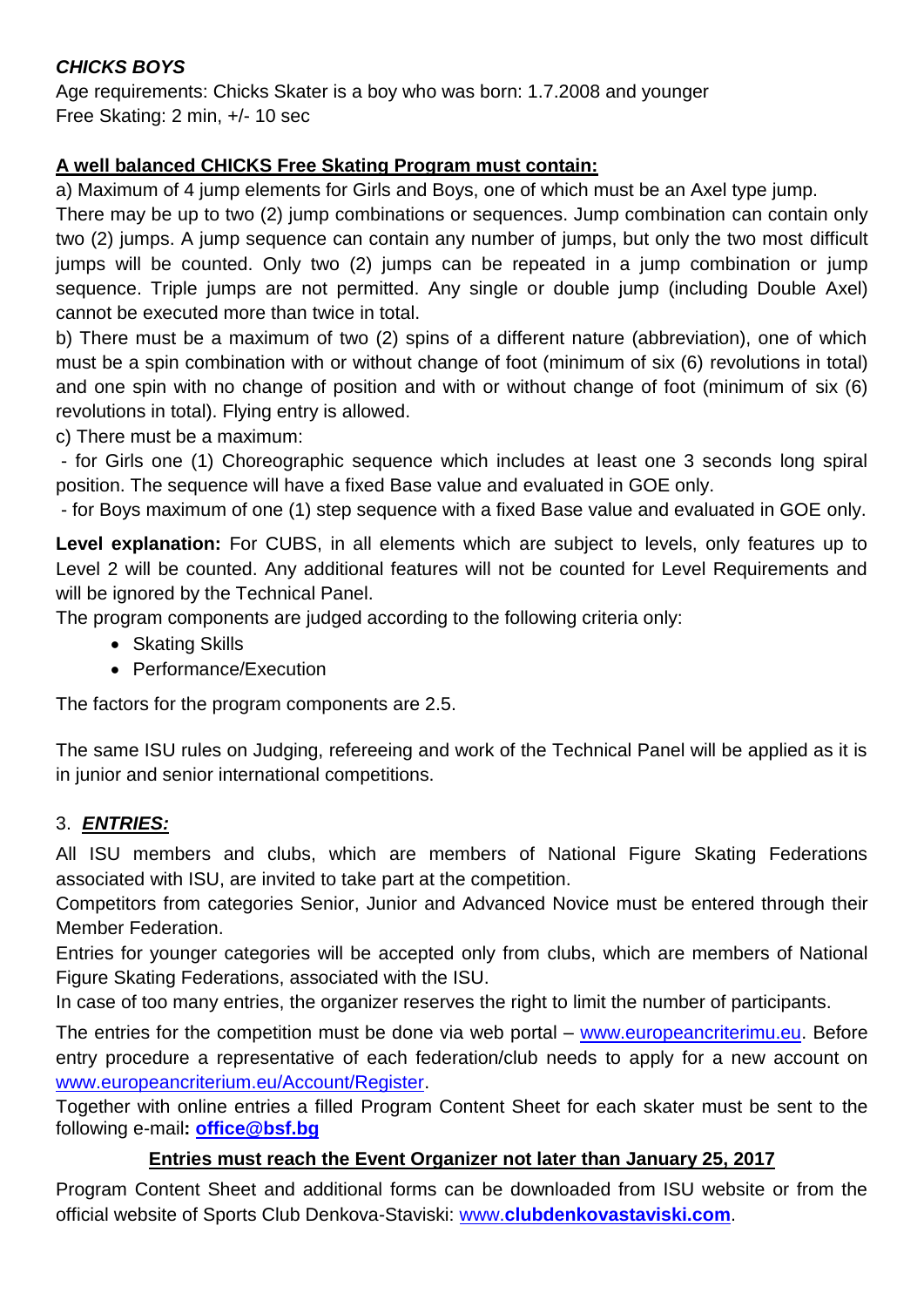***CHICKS BOYS***

Age requirements: Chicks Skater is a boy who was born: 1.7.2008 and younger
Free Skating: 2 min, +/- 10 sec

**A well balanced CHICKS Free Skating Program must contain:**

a) Maximum of 4 jump elements for Girls and Boys, one of which must be an Axel type jump.
There may be up to two (2) jump combinations or sequences. Jump combination can contain only two (2) jumps. A jump sequence can contain any number of jumps, but only the two most difficult jumps will be counted. Only two (2) jumps can be repeated in a jump combination or jump sequence. Triple jumps are not permitted. Any single or double jump (including Double Axel) cannot be executed more than twice in total.

b) There must be a maximum of two (2) spins of a different nature (abbreviation), one of which must be a spin combination with or without change of foot (minimum of six (6) revolutions in total) and one spin with no change of position and with or without change of foot (minimum of six (6) revolutions in total). Flying entry is allowed.

c) There must be a maximum:

- for Girls one (1) Choreographic sequence which includes at least one 3 seconds long spiral position. The sequence will have a fixed Base value and evaluated in GOE only.
- for Boys maximum of one (1) step sequence with a fixed Base value and evaluated in GOE only.

**Level explanation:** For CUBS, in all elements which are subject to levels, only features up to Level 2 will be counted. Any additional features will not be counted for Level Requirements and will be ignored by the Technical Panel.

The program components are judged according to the following criteria only:

- Skating Skills
- Performance/Execution

The factors for the program components are 2.5.

The same ISU rules on Judging, refereeing and work of the Technical Panel will be applied as it is in junior and senior international competitions.

## 3. ***ENTRIES:***

All ISU members and clubs, which are members of National Figure Skating Federations associated with ISU, are invited to take part at the competition.

Competitors from categories Senior, Junior and Advanced Novice must be entered through their Member Federation.

Entries for younger categories will be accepted only from clubs, which are members of National Figure Skating Federations, associated with the ISU.

In case of too many entries, the organizer reserves the right to limit the number of participants.

The entries for the competition must be done via web portal – www.europeancriterimu.eu. Before entry procedure a representative of each federation/club needs to apply for a new account on www.europeancriterium.eu/Account/Register.

Together with online entries a filled Program Content Sheet for each skater must be sent to the following e-mail**: office@bsf.bg**

**Entries must reach the Event Organizer not later than January 25, 2017**

Program Content Sheet and additional forms can be downloaded from ISU website or from the official website of Sports Club Denkova-Staviski: www.**clubdenkovastaviski.com**.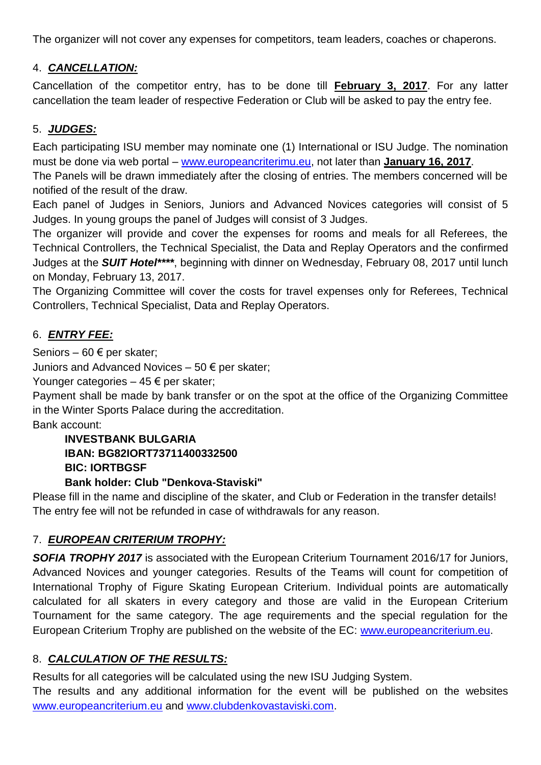The organizer will not cover any expenses for competitors, team leaders, coaches or chaperons.

4. ***CANCELLATION:***

Cancellation of the competitor entry, has to be done till **February 3, 2017**. For any latter cancellation the team leader of respective Federation or Club will be asked to pay the entry fee.

5. ***JUDGES:***

Each participating ISU member may nominate one (1) International or ISU Judge. The nomination must be done via web portal – www.europeancriterimu.eu, not later than **January 16, 2017**.

The Panels will be drawn immediately after the closing of entries. The members concerned will be notified of the result of the draw.

Each panel of Judges in Seniors, Juniors and Advanced Novices categories will consist of 5 Judges. In young groups the panel of Judges will consist of 3 Judges.

The organizer will provide and cover the expenses for rooms and meals for all Referees, the Technical Controllers, the Technical Specialist, the Data and Replay Operators and the confirmed Judges at the ***SUIT Hotel\*\*\*\****, beginning with dinner on Wednesday, February 08, 2017 until lunch on Monday, February 13, 2017.

The Organizing Committee will cover the costs for travel expenses only for Referees, Technical Controllers, Technical Specialist, Data and Replay Operators.

6. ***ENTRY FEE:***

Seniors – 60 € per skater;

Juniors and Advanced Novices – 50 € per skater;

Younger categories – 45 € per skater;

Payment shall be made by bank transfer or on the spot at the office of the Organizing Committee in the Winter Sports Palace during the accreditation.

Bank account:

**INVESTBANK BULGARIA**
**IBAN: BG82IORT73711400332500**
**BIC: IORTBGSF**
**Bank holder: Club "Denkova-Staviski"**

Please fill in the name and discipline of the skater, and Club or Federation in the transfer details!
The entry fee will not be refunded in case of withdrawals for any reason.

7. ***EUROPEAN CRITERIUM TROPHY:***

***SOFIA TROPHY 2017*** is associated with the European Criterium Tournament 2016/17 for Juniors, Advanced Novices and younger categories. Results of the Teams will count for competition of International Trophy of Figure Skating European Criterium. Individual points are automatically calculated for all skaters in every category and those are valid in the European Criterium Tournament for the same category. The age requirements and the special regulation for the European Criterium Trophy are published on the website of the EC: www.europeancriterium.eu.

8. ***CALCULATION OF THE RESULTS:***

Results for all categories will be calculated using the new ISU Judging System.

The results and any additional information for the event will be published on the websites www.europeancriterium.eu and www.clubdenkovastaviski.com.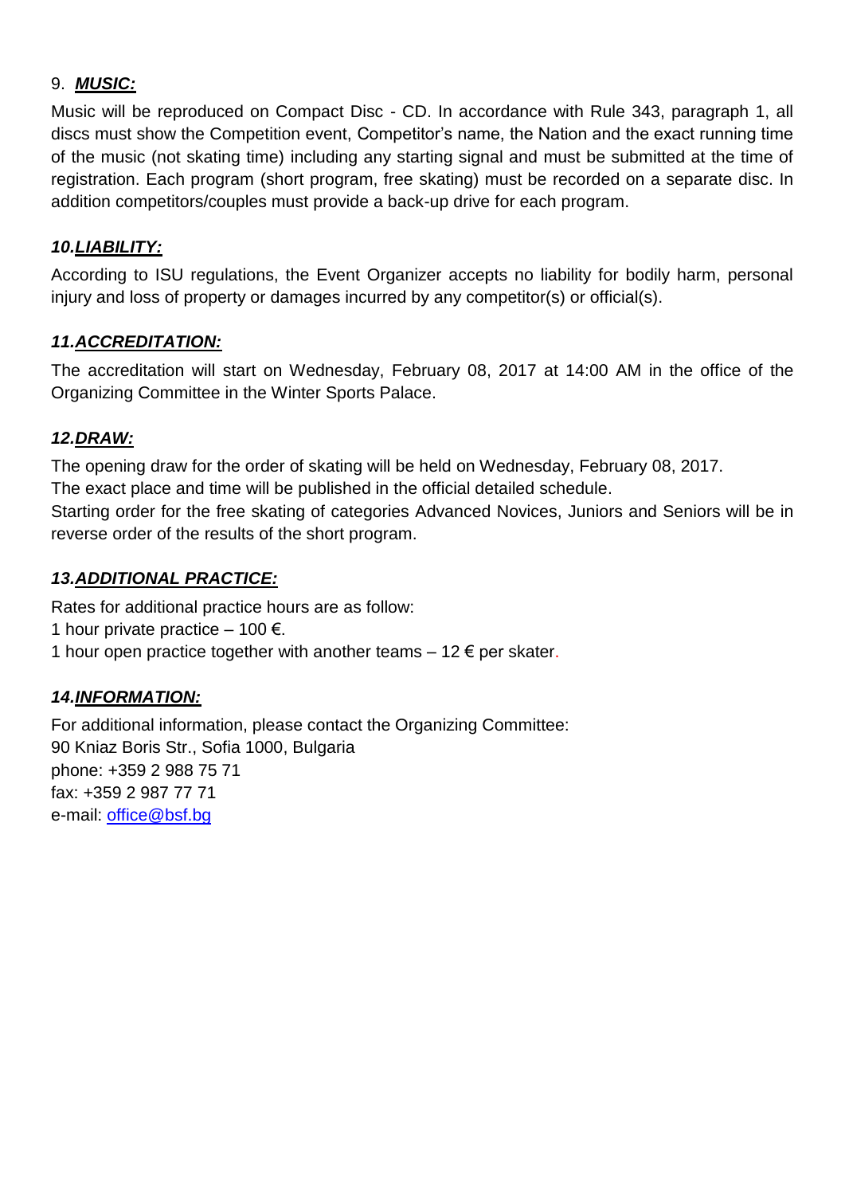9. ***MUSIC:***

Music will be reproduced on Compact Disc - CD. In accordance with Rule 343, paragraph 1, all discs must show the Competition event, Competitor's name, the Nation and the exact running time of the music (not skating time) including any starting signal and must be submitted at the time of registration. Each program (short program, free skating) must be recorded on a separate disc. In addition competitors/couples must provide a back-up drive for each program.

***10.LIABILITY:***

According to ISU regulations, the Event Organizer accepts no liability for bodily harm, personal injury and loss of property or damages incurred by any competitor(s) or official(s).

***11.ACCREDITATION:***

The accreditation will start on Wednesday, February 08, 2017 at 14:00 AM in the office of the Organizing Committee in the Winter Sports Palace.

***12.DRAW:***

The opening draw for the order of skating will be held on Wednesday, February 08, 2017.
The exact place and time will be published in the official detailed schedule.
Starting order for the free skating of categories Advanced Novices, Juniors and Seniors will be in reverse order of the results of the short program.

***13.ADDITIONAL PRACTICE:***

Rates for additional practice hours are as follow:
1 hour private practice – 100 €.
1 hour open practice together with another teams – 12 € per skater.

***14.INFORMATION:***

For additional information, please contact the Organizing Committee:
90 Kniaz Boris Str., Sofia 1000, Bulgaria
phone: +359 2 988 75 71
fax: +359 2 987 77 71
e-mail: office@bsf.bg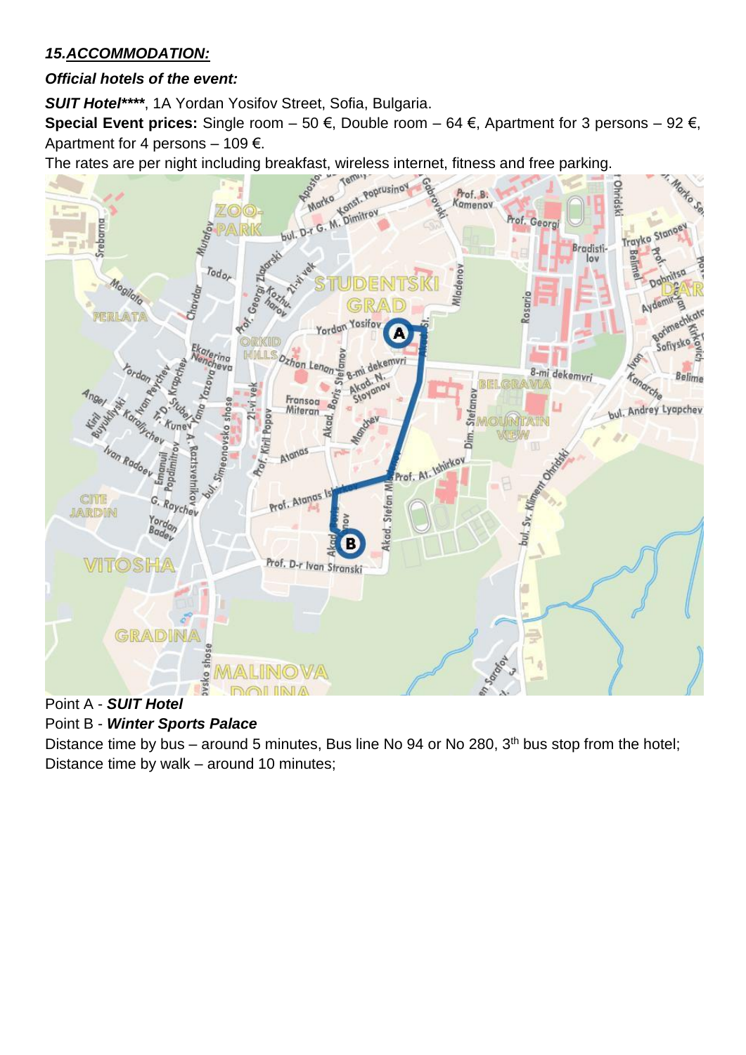## *15.ACCOMMODATION:*

***Official hotels of the event:***

***SUIT Hotel\*\*\*\****, 1A Yordan Yosifov Street, Sofia, Bulgaria.

**Special Event prices:** Single room – 50 €, Double room – 64 €, Apartment for 3 persons – 92 €, Apartment for 4 persons – 109 €.

The rates are per night including breakfast, wireless internet, fitness and free parking.

Point A - ***SUIT Hotel***

Point B - ***Winter Sports Palace***

Distance time by bus – around 5 minutes, Bus line No 94 or No 280, 3th bus stop from the hotel;

Distance time by walk – around 10 minutes;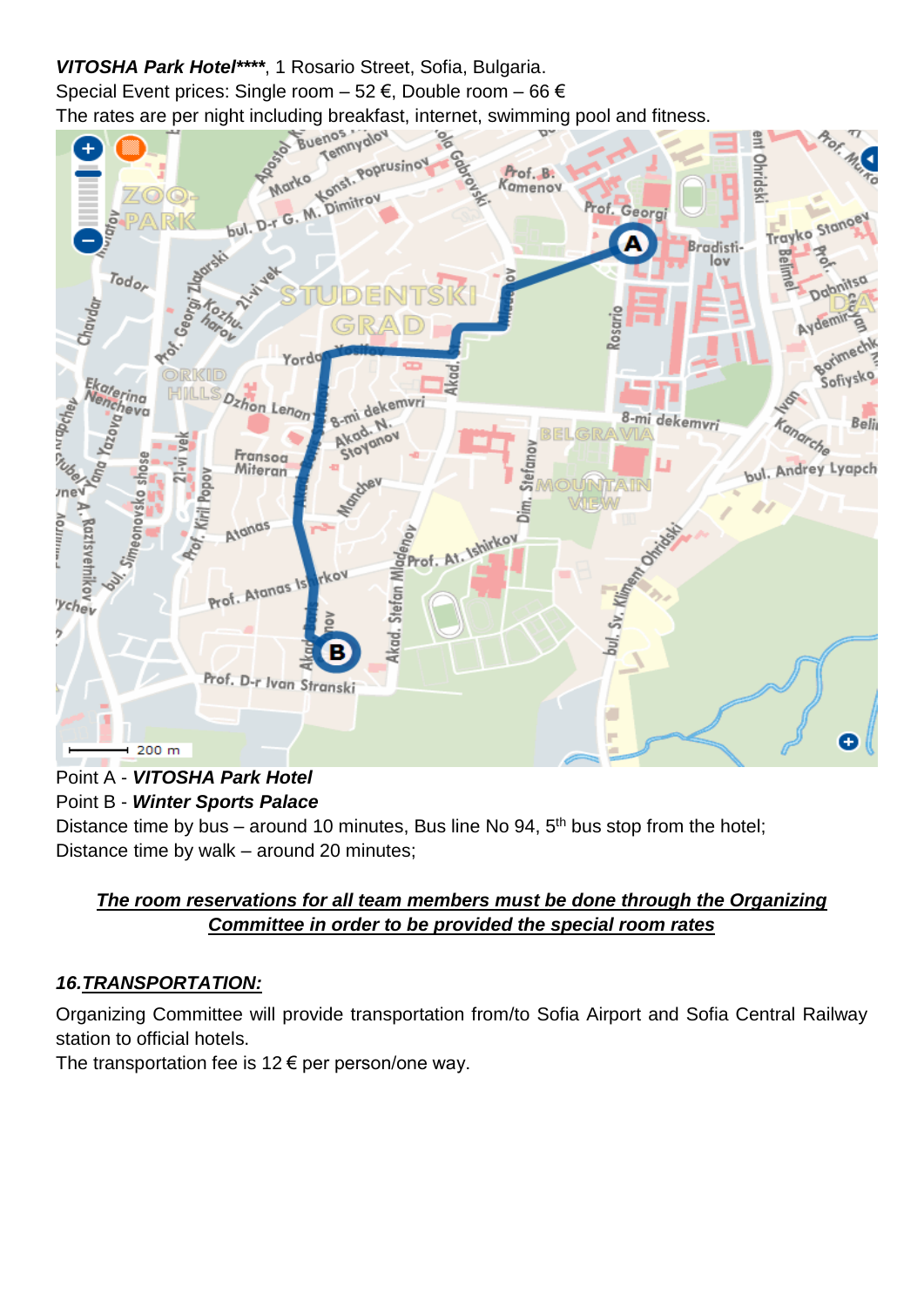***VITOSHA Park Hotel*****, 1 Rosario Street, Sofia, Bulgaria.
Special Event prices: Single room – 52 €, Double room – 66 €
The rates are per night including breakfast, internet, swimming pool and fitness.

Point A - ***VITOSHA Park Hotel***
Point B - ***Winter Sports Palace***
Distance time by bus – around 10 minutes, Bus line No 94, 5th bus stop from the hotel;
Distance time by walk – around 20 minutes;

***The room reservations for all team members must be done through the Organizing Committee in order to be provided the special room rates***

### *16.TRANSPORTATION:*

Organizing Committee will provide transportation from/to Sofia Airport and Sofia Central Railway station to official hotels.
The transportation fee is 12 € per person/one way.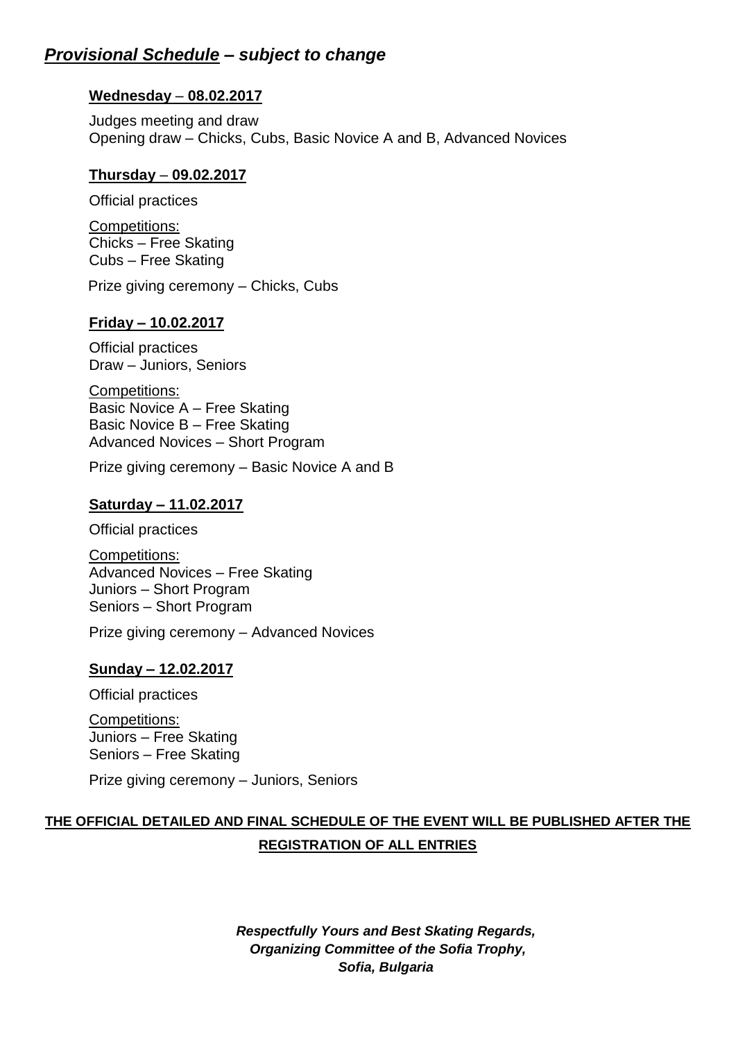## ***Provisional Schedule – subject to change***

**Wednesday – 08.02.2017**

Judges meeting and draw
Opening draw – Chicks, Cubs, Basic Novice A and B, Advanced Novices

**Thursday – 09.02.2017**

Official practices

Competitions:
Chicks – Free Skating
Cubs – Free Skating

Prize giving ceremony – Chicks, Cubs

**Friday – 10.02.2017**

Official practices
Draw – Juniors, Seniors

Competitions:
Basic Novice A – Free Skating
Basic Novice B – Free Skating
Advanced Novices – Short Program

Prize giving ceremony – Basic Novice A and B

**Saturday – 11.02.2017**

Official practices

Competitions:
Advanced Novices – Free Skating
Juniors – Short Program
Seniors – Short Program

Prize giving ceremony – Advanced Novices

**Sunday – 12.02.2017**

Official practices

Competitions:
Juniors – Free Skating
Seniors – Free Skating

Prize giving ceremony – Juniors, Seniors

**THE OFFICIAL DETAILED AND FINAL SCHEDULE OF THE EVENT WILL BE PUBLISHED AFTER THE REGISTRATION OF ALL ENTRIES**

***Respectfully Yours and Best Skating Regards,***
***Organizing Committee of the Sofia Trophy,***
***Sofia, Bulgaria***